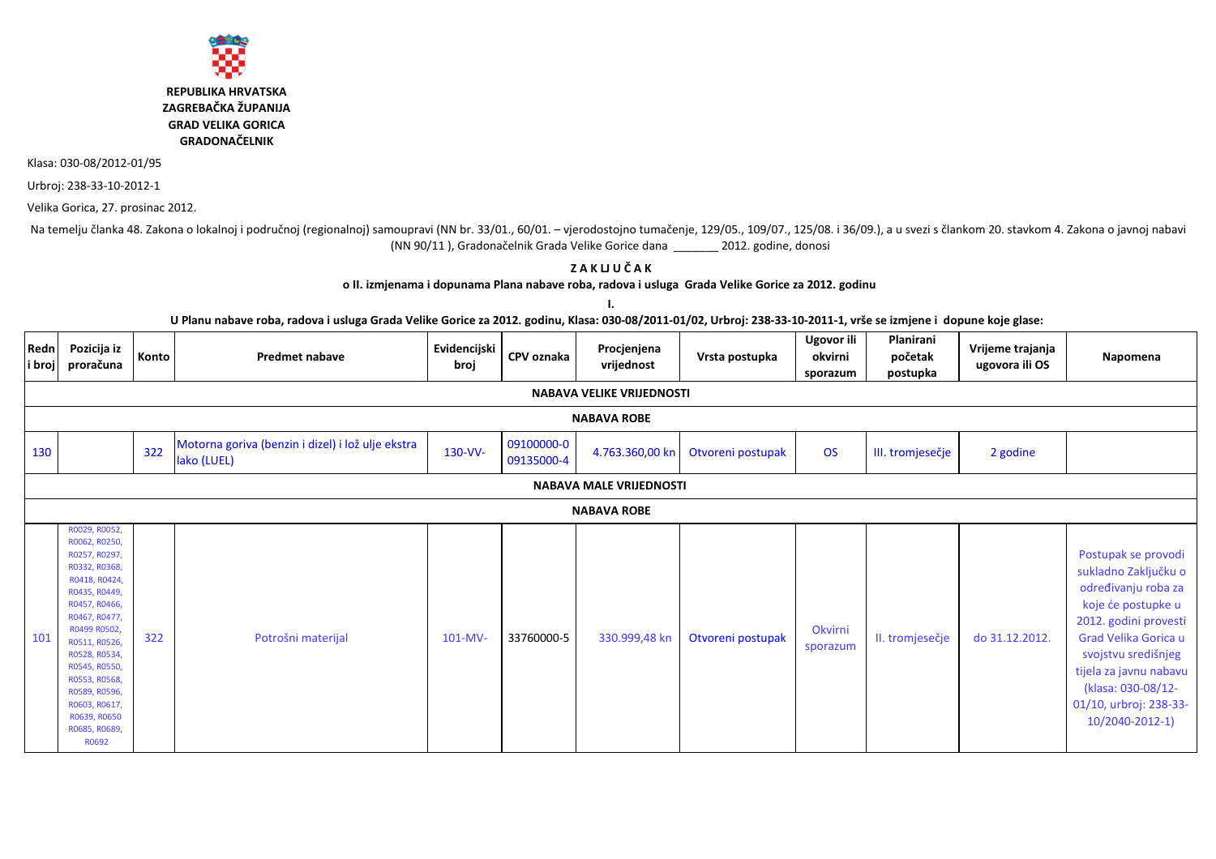**REPUBLIKA HRVATSKA**
**ZAGREBAČKA ŽUPANIJA**
**GRAD VELIKA GORICA**
**GRADONAČELNIK**

Klasa: 030-08/2012-01/95

Urbroj: 238-33-10-2012-1

Velika Gorica, 27. prosinac 2012.

Na temelju članka 48. Zakona o lokalnoj i područnoj (regionalnoj) samoupravi (NN br. 33/01., 60/01. – vjerodostojno tumačenje, 129/05., 109/07., 125/08. i 36/09.), a u svezi s člankom 20. stavkom 4. Zakona o javnoj nabavi (NN 90/11 ), Gradonačelnik Grada Velike Gorice dana _______ 2012. godine, donosi

**Z A K LJ U Č A K**

**o II. izmjenama i dopunama Plana nabave roba, radova i usluga Grada Velike Gorice za 2012. godinu**

**I.**

**U Planu nabave roba, radova i usluga Grada Velike Gorice za 2012. godinu, Klasa: 030-08/2011-01/02, Urbroj: 238-33-10-2011-1, vrše se izmjene i dopune koje glase:**

| Redni broj | Pozicija iz proračuna | Konto | Predmet nabave | Evidencijski broj | CPV oznaka | Procjenjena vrijednost | Vrsta postupka | Ugovor ili okvirni sporazum | Planirani početak postupka | Vrijeme trajanja ugovora ili OS | Napomena |
|---|---|---|---|---|---|---|---|---|---|---|---|
| **NABAVA VELIKE VRIJEDNOSTI** | | | | | | | | | | | |
| **NABAVA ROBE** | | | | | | | | | | | |
| 130 | | 322 | Motorna goriva (benzin i dizel) i lož ulje ekstra lako (LUEL) | 130-VV- | 09100000-0 09135000-4 | 4.763.360,00 kn | Otvoreni postupak | OS | III. tromjesečje | 2 godine | |
| **NABAVA MALE VRIJEDNOSTI** | | | | | | | | | | | |
| **NABAVA ROBE** | | | | | | | | | | | |
| 101 | R0029, R0052, R0062, R0250, R0257, R0297, R0332, R0368, R0418, R0424, R0435, R0449, R0457, R0466, R0467, R0477, R0499 R0502, R0511, R0526, R0528, R0534, R0545, R0550, R0553, R0568, R0589, R0596, R0603, R0617, R0639, R0650 R0685, R0689, R0692 | 322 | Potrošni materijal | 101-MV- | 33760000-5 | 330.999,48 kn | Otvoreni postupak | Okvirni sporazum | II. tromjesečje | do 31.12.2012. | Postupak se provodi sukladno Zaključku o određivanju roba za koje će postupke u 2012. godini provesti Grad Velika Gorica u svojstvu središnjeg tijela za javnu nabavu (klasa: 030-08/12-01/10, urbroj: 238-33-10/2040-2012-1) |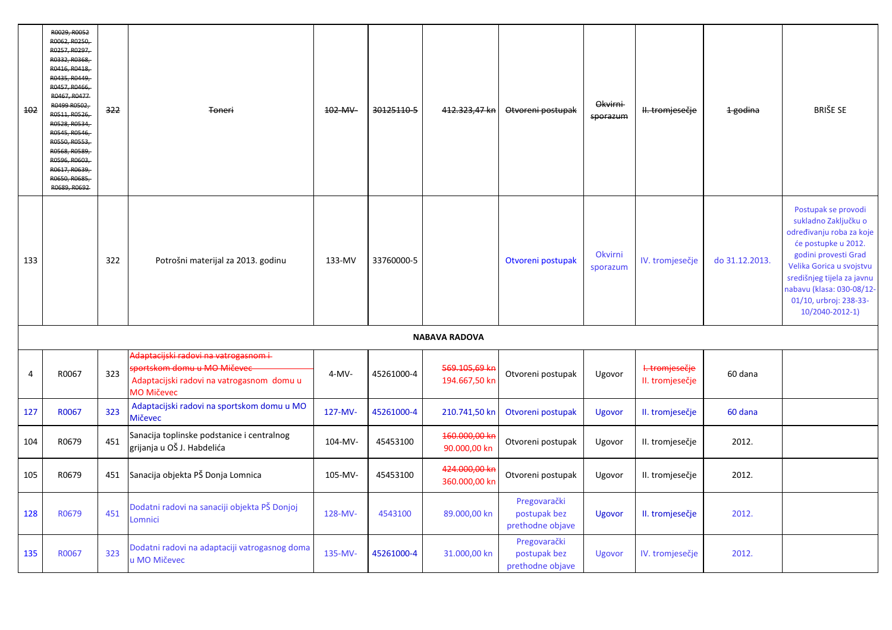| | | | | | | | | | | | |
|---|---|---|---|---|---|---|---|---|---|---|---|
| ~~102~~ | ~~R0029, R0052 R0062, R0250, R0257, R0297, R0332, R0368, R0416, R0418, R0435, R0449, R0457, R0466, R0467, R0477 R0499 R0502, R0511, R0526, R0528, R0534, R0545, R0546, R0550, R0553, R0568, R0589, R0596, R0603, R0617, R0639, R0650, R0685, R0689, R0692~~ | ~~322~~ | ~~Toneri~~ | ~~102-MV-~~ | ~~30125110-5~~ | ~~412.323,47 kn~~ | ~~Otvoreni postupak~~ | ~~Okvirni sporazum~~ | ~~II. tromjesečje~~ | ~~1 godina~~ | BRIŠE SE |
| 133 | | 322 | Potrošni materijal za 2013. godinu | 133-MV | 33760000-5 | | Otvoreni postupak | Okvirni sporazum | IV. tromjesečje | do 31.12.2013. | Postupak se provodi sukladno Zaključku o određivanju roba za koje će postupke u 2012. godini provesti Grad Velika Gorica u svojstvu središnjeg tijela za javnu nabavu (klasa: 030-08/12-01/10, urbroj: 238-33-10/2040-2012-1) |
| | | | | | **NABAVA RADOVA** | | | | | | |
| 4 | R0067 | 323 | ~~Adaptacijski radovi na vatrogasnom i sportskom domu u MO Mičevec~~ Adaptacijski radovi na vatrogasnom domu u MO Mičevec | 4-MV- | 45261000-4 | ~~569.105,69 kn~~ 194.667,50 kn | Otvoreni postupak | Ugovor | ~~I. tromjesečje~~ II. tromjesečje | 60 dana | |
| 127 | R0067 | 323 | Adaptacijski radovi na sportskom domu u MO Mičevec | 127-MV- | 45261000-4 | 210.741,50 kn | Otvoreni postupak | Ugovor | II. tromjesečje | 60 dana | |
| 104 | R0679 | 451 | Sanacija toplinske podstanice i centralnog grijanja u OŠ J. Habdelića | 104-MV- | 45453100 | ~~160.000,00 kn~~ 90.000,00 kn | Otvoreni postupak | Ugovor | II. tromjesečje | 2012. | |
| 105 | R0679 | 451 | Sanacija objekta PŠ Donja Lomnica | 105-MV- | 45453100 | ~~424.000,00 kn~~ 360.000,00 kn | Otvoreni postupak | Ugovor | II. tromjesečje | 2012. | |
| 128 | R0679 | 451 | Dodatni radovi na sanaciji objekta PŠ Donjoj Lomnici | 128-MV- | 4543100 | 89.000,00 kn | Pregovarački postupak bez prethodne objave | Ugovor | II. tromjesečje | 2012. | |
| 135 | R0067 | 323 | Dodatni radovi na adaptaciji vatrogasnog doma u MO Mičevec | 135-MV- | 45261000-4 | 31.000,00 kn | Pregovarački postupak bez prethodne objave | Ugovor | IV. tromjesečje | 2012. | |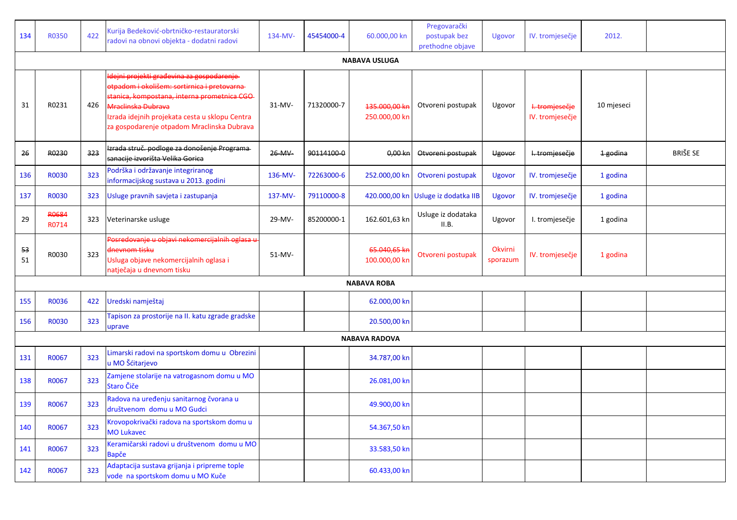| | | | | | | | | | | | |
|---|---|---|---|---|---|---|---|---|---|---|---|
| 134 | R0350 | 422 | Kurija Bedeković-obrtničko-restauratorski radovi na obnovi objekta - dodatni radovi | 134-MV- | 45454000-4 | 60.000,00 kn | Pregovarački postupak bez prethodne objave | Ugovor | IV. tromjesečje | 2012. | |
| | | | | | | **NABAVA USLUGA** | | | | | |
| 31 | R0231 | 426 | ~~Idejni projekti građevina za gospodarenje otpadom i okolišem: sortirnica i pretovarna stanica, kompostana, interna prometnica CGO Mraclinska Dubrava~~ Izrada idejnih projekata cesta u sklopu Centra za gospodarenje otpadom Mraclinska Dubrava | 31-MV- | 71320000-7 | ~~135.000,00 kn~~ 250.000,00 kn | Otvoreni postupak | Ugovor | ~~I. tromjesečje~~ IV. tromjesečje | 10 mjeseci | |
| ~~26~~ | ~~R0230~~ | ~~323~~ | ~~Izrada struč. podloge za donošenje Programa sanacije izvorišta Velika Gorica~~ | ~~26-MV-~~ | ~~90114100-0~~ | ~~0,00 kn~~ | ~~Otvoreni postupak~~ | ~~Ugovor~~ | ~~I. tromjesečje~~ | ~~1 godina~~ | BRIŠE SE |
| 136 | R0030 | 323 | Podrška i održavanje integriranog informacijskog sustava u 2013. godini | 136-MV- | 72263000-6 | 252.000,00 kn | Otvoreni postupak | Ugovor | IV. tromjesečje | 1 godina | |
| 137 | R0030 | 323 | Usluge pravnih savjeta i zastupanja | 137-MV- | 79110000-8 | 420.000,00 kn | Usluge iz dodatka IIB | Ugovor | IV. tromjesečje | 1 godina | |
| 29 | ~~R0684~~ R0714 | 323 | Veterinarske usluge | 29-MV- | 85200000-1 | 162.601,63 kn | Usluge iz dodataka II.B. | Ugovor | I. tromjesečje | 1 godina | |
| ~~53~~ 51 | R0030 | 323 | ~~Posredovanje u objavi nekomercijalnih oglasa u dnevnom tisku~~ Usluga objave nekomercijalnih oglasa i natječaja u dnevnom tisku | 51-MV- | | ~~65.040,65 kn~~ 100.000,00 kn | Otvoreni postupak | Okvirni sporazum | IV. tromjesečje | 1 godina | |
| | | | | | | **NABAVA ROBA** | | | | | |
| 155 | R0036 | 422 | Uredski namještaj | | | 62.000,00 kn | | | | | |
| 156 | R0030 | 323 | Tapison za prostorije na II. katu zgrade gradske uprave | | | 20.500,00 kn | | | | | |
| | | | | | | **NABAVA RADOVA** | | | | | |
| 131 | R0067 | 323 | Limarski radovi na sportskom domu u Obrezini u MO Šćitarjevo | | | 34.787,00 kn | | | | | |
| 138 | R0067 | 323 | Zamjene stolarije na vatrogasnom domu u MO Staro Čiče | | | 26.081,00 kn | | | | | |
| 139 | R0067 | 323 | Radova na uređenju sanitarnog čvorana u društvenom domu u MO Gudci | | | 49.900,00 kn | | | | | |
| 140 | R0067 | 323 | Krovopokrivački radova na sportskom domu u MO Lukavec | | | 54.367,50 kn | | | | | |
| 141 | R0067 | 323 | Keramičarski radovi u društvenom domu u MO Bapče | | | 33.583,50 kn | | | | | |
| 142 | R0067 | 323 | Adaptacija sustava grijanja i pripreme tople vode na sportskom domu u MO Kuče | | | 60.433,00 kn | | | | | |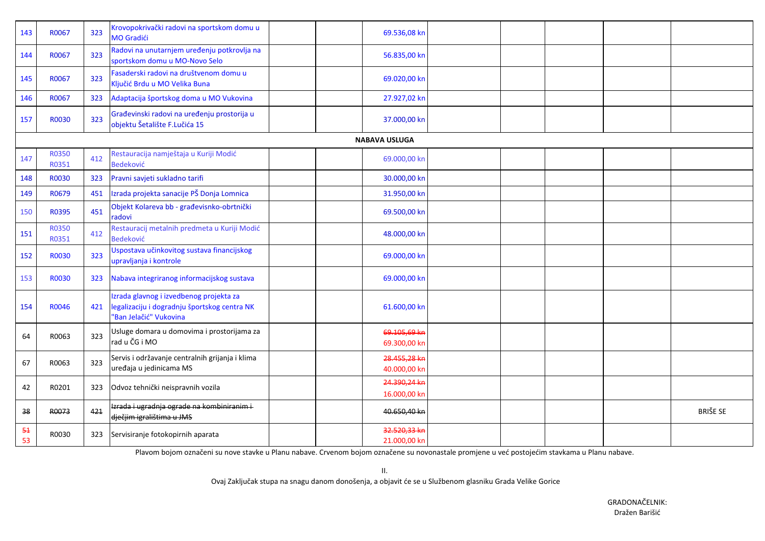| | | | | | | | | | | | |
|---|---|---|---|---|---|---|---|---|---|---|---|
| 143 | R0067 | 323 | Krovopokrivački radovi na sportskom domu u MO Gradići | | | 69.536,08 kn | | | | | |
| 144 | R0067 | 323 | Radovi na unutarnjem uređenju potkrovlja na sportskom domu u MO-Novo Selo | | | 56.835,00 kn | | | | | |
| 145 | R0067 | 323 | Fasaderski radovi na društvenom domu u Ključić Brdu u MO Velika Buna | | | 69.020,00 kn | | | | | |
| 146 | R0067 | 323 | Adaptacija športskog doma u MO Vukovina | | | 27.927,02 kn | | | | | |
| 157 | R0030 | 323 | Građevinski radovi na uređenju prostorija u objektu Šetalište F.Lučića 15 | | | 37.000,00 kn | | | | | |
| | | | | | | **NABAVA USLUGA** | | | | | |
| 147 | R0350 R0351 | 412 | Restauracija namještaja u Kuriji Modić Bedeković | | | 69.000,00 kn | | | | | |
| 148 | R0030 | 323 | Pravni savjeti sukladno tarifi | | | 30.000,00 kn | | | | | |
| 149 | R0679 | 451 | Izrada projekta sanacije PŠ Donja Lomnica | | | 31.950,00 kn | | | | | |
| 150 | R0395 | 451 | Objekt Kolareva bb - građevisnko-obrtnički radovi | | | 69.500,00 kn | | | | | |
| 151 | R0350 R0351 | 412 | Restauracij metalnih predmeta u Kuriji Modić Bedeković | | | 48.000,00 kn | | | | | |
| 152 | R0030 | 323 | Uspostava učinkovitog sustava financijskog upravljanja i kontrole | | | 69.000,00 kn | | | | | |
| 153 | R0030 | 323 | Nabava integriranog informacijskog sustava | | | 69.000,00 kn | | | | | |
| 154 | R0046 | 421 | Izrada glavnog i izvedbenog projekta za legalizaciju i dogradnju športskog centra NK "Ban Jelačić" Vukovina | | | 61.600,00 kn | | | | | |
| 64 | R0063 | 323 | Usluge domara u domovima i prostorijama za rad u ČG i MO | | | ~~69.105,69 kn~~ 69.300,00 kn | | | | | |
| 67 | R0063 | 323 | Servis i održavanje centralnih grijanja i klima uređaja u jedinicama MS | | | ~~28.455,28 kn~~ 40.000,00 kn | | | | | |
| 42 | R0201 | 323 | Odvoz tehnički neispravnih vozila | | | ~~24.390,24 kn~~ 16.000,00 kn | | | | | |
| ~~38~~ | ~~R0073~~ | ~~421~~ | ~~Izrada i ugradnja ograde na kombiniranim i dječjim igralištima u JMS~~ | | | ~~40.650,40 kn~~ | | | | | BRIŠE SE |
| ~~51~~ 53 | R0030 | 323 | Servisiranje fotokopirnih aparata | | | ~~32.520,33 kn~~ 21.000,00 kn | | | | | |

Plavom bojom označeni su nove stavke u Planu nabave. Crvenom bojom označene su novonastale promjene u već postojećim stavkama u Planu nabave.

II.

Ovaj Zaključak stupa na snagu danom donošenja, a objavit će se u Službenom glasniku Grada Velike Gorice

GRADONAČELNIK:
Dražen Barišić